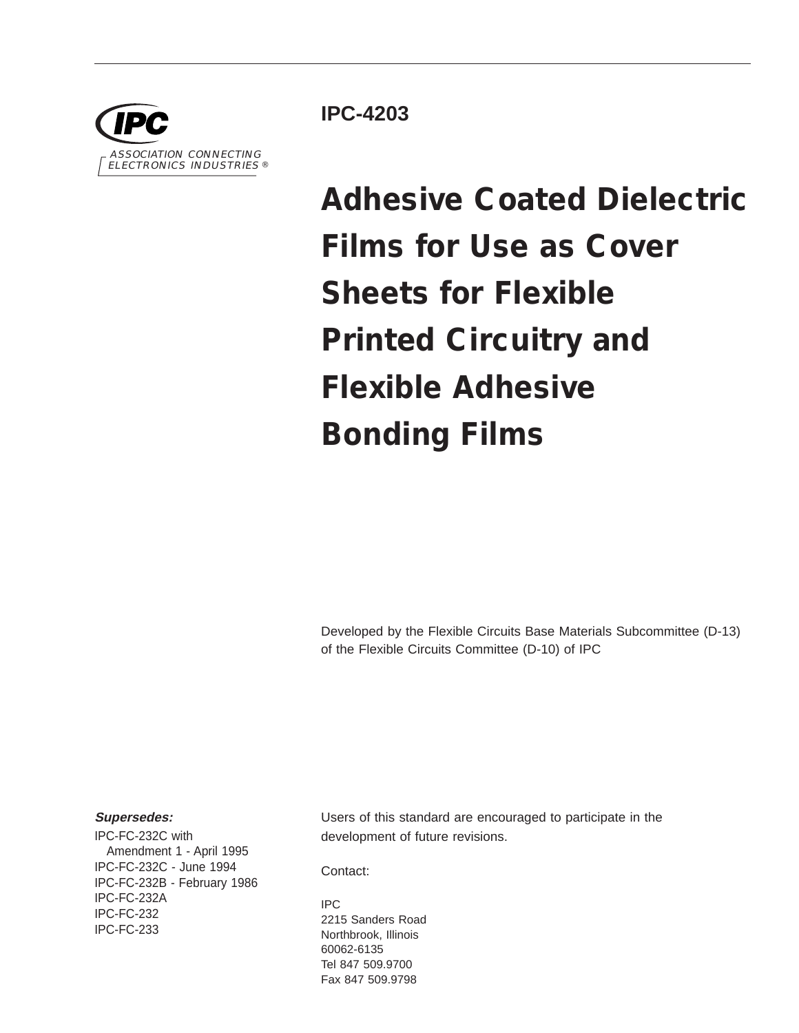IPC

ASSOCIATION CONNECTING ELECTRONICS INDUSTRIES ®

**IPC-4203**

# Adhesive Coated Dielectric Films for Use as Cover Sheets for Flexible Printed Circuitry and Flexible Adhesive Bonding Films

Developed by the Flexible Circuits Base Materials Subcommittee (D-13) of the Flexible Circuits Committee (D-10) of IPC

***Supersedes:***

IPC-FC-232C with Amendment 1 - April 1995
IPC-FC-232C - June 1994
IPC-FC-232B - February 1986
IPC-FC-232A
IPC-FC-232
IPC-FC-233

Users of this standard are encouraged to participate in the development of future revisions.

Contact:

IPC
2215 Sanders Road
Northbrook, Illinois
60062-6135
Tel 847 509.9700
Fax 847 509.9798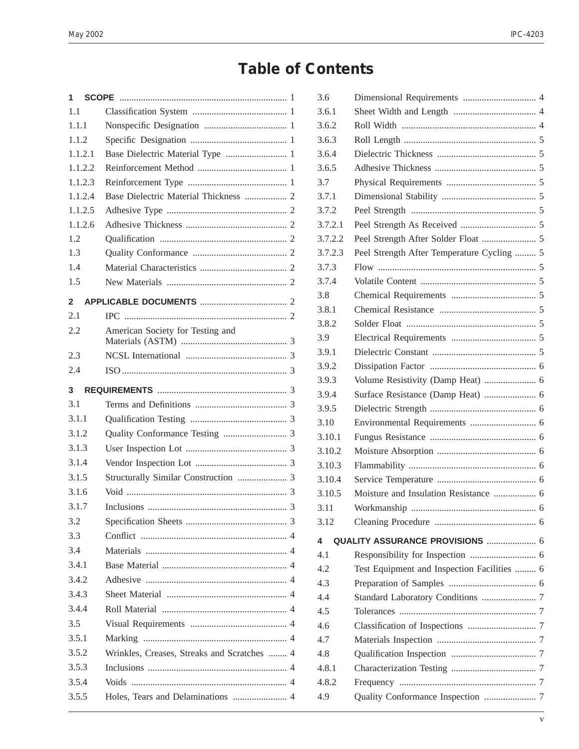# Table of Contents

**1 SCOPE** ........ 1
1.1 Classification System ........ 1
1.1.1 Nonspecific Designation ........ 1
1.1.2 Specific Designation ........ 1
1.1.2.1 Base Dielectric Material Type ........ 1
1.1.2.2 Reinforcement Method ........ 1
1.1.2.3 Reinforcement Type ........ 1
1.1.2.4 Base Dielectric Material Thickness ........ 2
1.1.2.5 Adhesive Type ........ 2
1.1.2.6 Adhesive Thickness ........ 2
1.2 Qualification ........ 2
1.3 Quality Conformance ........ 2
1.4 Material Characteristics ........ 2
1.5 New Materials ........ 2

**2 APPLICABLE DOCUMENTS** ........ 2
2.1 IPC ........ 2
2.2 American Society for Testing and Materials (ASTM) ........ 3
2.3 NCSL International ........ 3
2.4 ISO ........ 3

**3 REQUIREMENTS** ........ 3
3.1 Terms and Definitions ........ 3
3.1.1 Qualification Testing ........ 3
3.1.2 Quality Conformance Testing ........ 3
3.1.3 User Inspection Lot ........ 3
3.1.4 Vendor Inspection Lot ........ 3
3.1.5 Structurally Similar Construction ........ 3
3.1.6 Void ........ 3
3.1.7 Inclusions ........ 3
3.2 Specification Sheets ........ 3
3.3 Conflict ........ 4
3.4 Materials ........ 4
3.4.1 Base Material ........ 4
3.4.2 Adhesive ........ 4
3.4.3 Sheet Material ........ 4
3.4.4 Roll Material ........ 4
3.5 Visual Requirements ........ 4
3.5.1 Marking ........ 4
3.5.2 Wrinkles, Creases, Streaks and Scratches ........ 4
3.5.3 Inclusions ........ 4
3.5.4 Voids ........ 4
3.5.5 Holes, Tears and Delaminations ........ 4
3.6 Dimensional Requirements ........ 4
3.6.1 Sheet Width and Length ........ 4
3.6.2 Roll Width ........ 4
3.6.3 Roll Length ........ 5
3.6.4 Dielectric Thickness ........ 5
3.6.5 Adhesive Thickness ........ 5
3.7 Physical Requirements ........ 5
3.7.1 Dimensional Stability ........ 5
3.7.2 Peel Strength ........ 5
3.7.2.1 Peel Strength As Received ........ 5
3.7.2.2 Peel Strength After Solder Float ........ 5
3.7.2.3 Peel Strength After Temperature Cycling ........ 5
3.7.3 Flow ........ 5
3.7.4 Volatile Content ........ 5
3.8 Chemical Requirements ........ 5
3.8.1 Chemical Resistance ........ 5
3.8.2 Solder Float ........ 5
3.9 Electrical Requirements ........ 5
3.9.1 Dielectric Constant ........ 5
3.9.2 Dissipation Factor ........ 6
3.9.3 Volume Resistivity (Damp Heat) ........ 6
3.9.4 Surface Resistance (Damp Heat) ........ 6
3.9.5 Dielectric Strength ........ 6
3.10 Environmental Requirements ........ 6
3.10.1 Fungus Resistance ........ 6
3.10.2 Moisture Absorption ........ 6
3.10.3 Flammability ........ 6
3.10.4 Service Temperature ........ 6
3.10.5 Moisture and Insulation Resistance ........ 6
3.11 Workmanship ........ 6
3.12 Cleaning Procedure ........ 6

**4 QUALITY ASSURANCE PROVISIONS** ........ 6
4.1 Responsibility for Inspection ........ 6
4.2 Test Equipment and Inspection Facilities ........ 6
4.3 Preparation of Samples ........ 6
4.4 Standard Laboratory Conditions ........ 7
4.5 Tolerances ........ 7
4.6 Classification of Inspections ........ 7
4.7 Materials Inspection ........ 7
4.8 Qualification Inspection ........ 7
4.8.1 Characterization Testing ........ 7
4.8.2 Frequency ........ 7
4.9 Quality Conformance Inspection ........ 7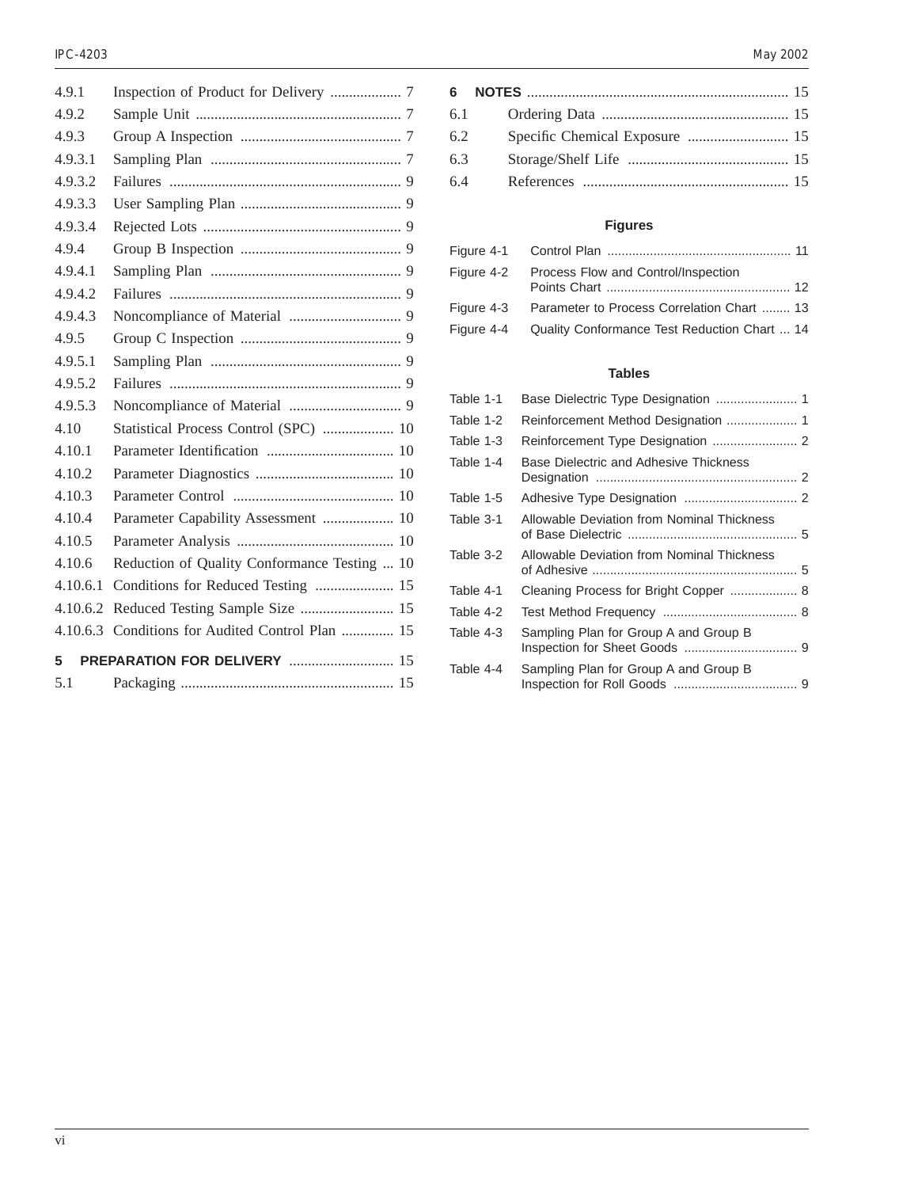4.9.1 Inspection of Product for Delivery ................... 7
4.9.2 Sample Unit ....................................................... 7
4.9.3 Group A Inspection ........................................... 7
4.9.3.1 Sampling Plan ................................................... 7
4.9.3.2 Failures .............................................................. 9
4.9.3.3 User Sampling Plan ........................................... 9
4.9.3.4 Rejected Lots ..................................................... 9
4.9.4 Group B Inspection ........................................... 9
4.9.4.1 Sampling Plan ................................................... 9
4.9.4.2 Failures .............................................................. 9
4.9.4.3 Noncompliance of Material .............................. 9
4.9.5 Group C Inspection ........................................... 9
4.9.5.1 Sampling Plan ................................................... 9
4.9.5.2 Failures .............................................................. 9
4.9.5.3 Noncompliance of Material .............................. 9
4.10 Statistical Process Control (SPC) ................... 10
4.10.1 Parameter Identification .................................. 10
4.10.2 Parameter Diagnostics ..................................... 10
4.10.3 Parameter Control ........................................... 10
4.10.4 Parameter Capability Assessment ................... 10
4.10.5 Parameter Analysis .......................................... 10
4.10.6 Reduction of Quality Conformance Testing ... 10
4.10.6.1 Conditions for Reduced Testing ..................... 15
4.10.6.2 Reduced Testing Sample Size ......................... 15
4.10.6.3 Conditions for Audited Control Plan .............. 15

**5 PREPARATION FOR DELIVERY** ............................ 15
5.1 Packaging ......................................................... 15

**6 NOTES** ...................................................................... 15
6.1 Ordering Data .................................................. 15
6.2 Specific Chemical Exposure ........................... 15
6.3 Storage/Shelf Life ........................................... 15
6.4 References ....................................................... 15

### Figures

Figure 4-1 Control Plan .................................................... 11
Figure 4-2 Process Flow and Control/Inspection Points Chart .................................................... 12
Figure 4-3 Parameter to Process Correlation Chart ........ 13
Figure 4-4 Quality Conformance Test Reduction Chart ... 14

### Tables

Table 1-1 Base Dielectric Type Designation ....................... 1
Table 1-2 Reinforcement Method Designation .................... 1
Table 1-3 Reinforcement Type Designation ........................ 2
Table 1-4 Base Dielectric and Adhesive Thickness Designation ........................................................ 2
Table 1-5 Adhesive Type Designation ................................ 2
Table 3-1 Allowable Deviation from Nominal Thickness of Base Dielectric ................................................ 5
Table 3-2 Allowable Deviation from Nominal Thickness of Adhesive .......................................................... 5
Table 4-1 Cleaning Process for Bright Copper ................... 8
Table 4-2 Test Method Frequency ...................................... 8
Table 4-3 Sampling Plan for Group A and Group B Inspection for Sheet Goods ................................ 9
Table 4-4 Sampling Plan for Group A and Group B Inspection for Roll Goods ................................... 9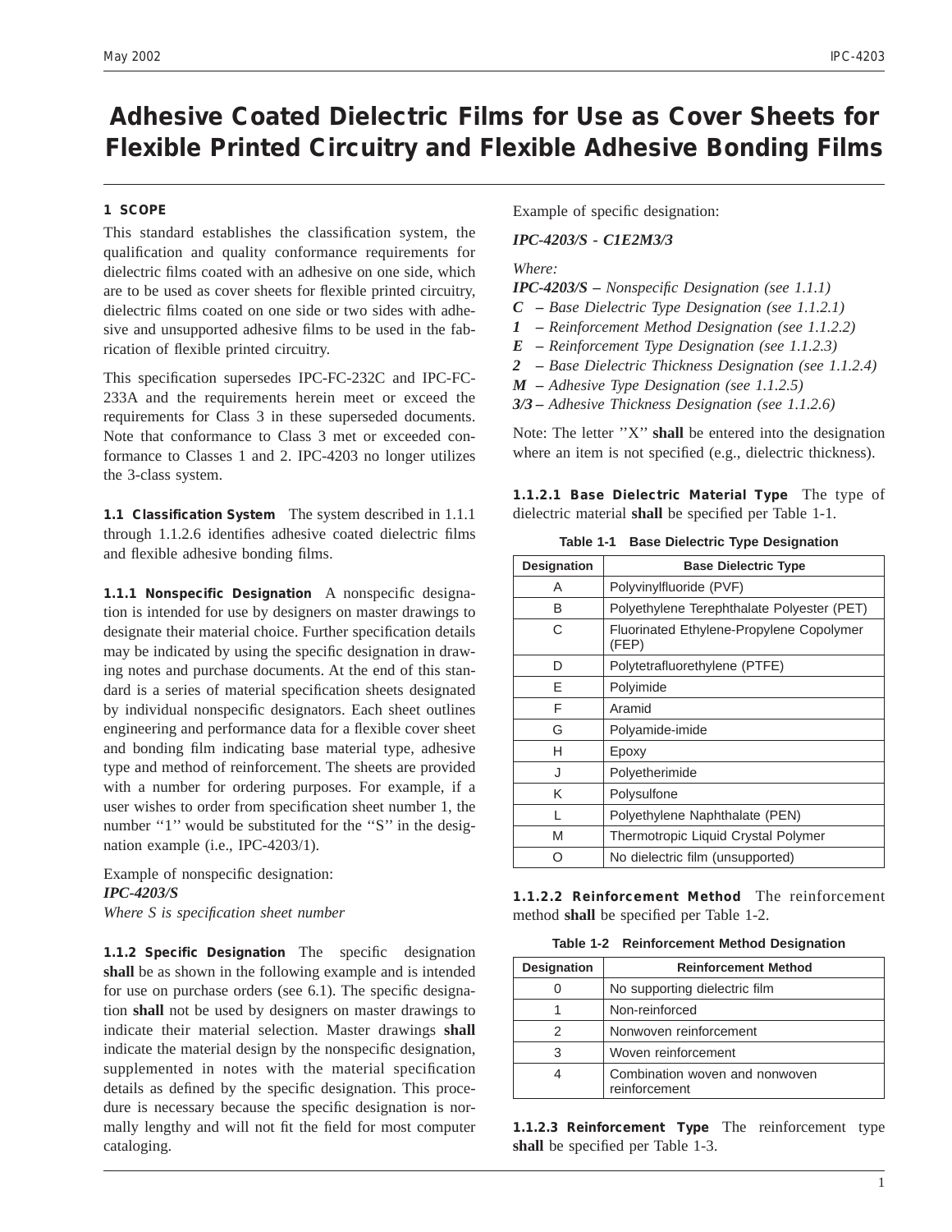# Adhesive Coated Dielectric Films for Use as Cover Sheets for Flexible Printed Circuitry and Flexible Adhesive Bonding Films

## 1 SCOPE

This standard establishes the classification system, the qualification and quality conformance requirements for dielectric films coated with an adhesive on one side, which are to be used as cover sheets for flexible printed circuitry, dielectric films coated on one side or two sides with adhesive and unsupported adhesive films to be used in the fabrication of flexible printed circuitry.

This specification supersedes IPC-FC-232C and IPC-FC-233A and the requirements herein meet or exceed the requirements for Class 3 in these superseded documents. Note that conformance to Class 3 met or exceeded conformance to Classes 1 and 2. IPC-4203 no longer utilizes the 3-class system.

**1.1 Classification System** The system described in 1.1.1 through 1.1.2.6 identifies adhesive coated dielectric films and flexible adhesive bonding films.

**1.1.1 Nonspecific Designation** A nonspecific designation is intended for use by designers on master drawings to designate their material choice. Further specification details may be indicated by using the specific designation in drawing notes and purchase documents. At the end of this standard is a series of material specification sheets designated by individual nonspecific designators. Each sheet outlines engineering and performance data for a flexible cover sheet and bonding film indicating base material type, adhesive type and method of reinforcement. The sheets are provided with a number for ordering purposes. For example, if a user wishes to order from specification sheet number 1, the number ''1'' would be substituted for the ''S'' in the designation example (i.e., IPC-4203/1).

Example of nonspecific designation:
***IPC-4203/S***
*Where S is specification sheet number*

**1.1.2 Specific Designation** The specific designation **shall** be as shown in the following example and is intended for use on purchase orders (see 6.1). The specific designation **shall** not be used by designers on master drawings to indicate their material selection. Master drawings **shall** indicate the material design by the nonspecific designation, supplemented in notes with the material specification details as defined by the specific designation. This procedure is necessary because the specific designation is normally lengthy and will not fit the field for most computer cataloging.

Example of specific designation:

***IPC-4203/S - C1E2M3/3***

*Where:*
***IPC-4203/S** – Nonspecific Designation (see 1.1.1)*
***C** – Base Dielectric Type Designation (see 1.1.2.1)*
***1** – Reinforcement Method Designation (see 1.1.2.2)*
***E** – Reinforcement Type Designation (see 1.1.2.3)*
***2** – Base Dielectric Thickness Designation (see 1.1.2.4)*
***M** – Adhesive Type Designation (see 1.1.2.5)*
***3/3** – Adhesive Thickness Designation (see 1.1.2.6)*

Note: The letter ''X'' **shall** be entered into the designation where an item is not specified (e.g., dielectric thickness).

**1.1.2.1 Base Dielectric Material Type** The type of dielectric material **shall** be specified per Table 1-1.

**Table 1-1 Base Dielectric Type Designation**

| Designation | Base Dielectric Type |
|---|---|
| A | Polyvinylfluoride (PVF) |
| B | Polyethylene Terephthalate Polyester (PET) |
| C | Fluorinated Ethylene-Propylene Copolymer (FEP) |
| D | Polytetrafluorethylene (PTFE) |
| E | Polyimide |
| F | Aramid |
| G | Polyamide-imide |
| H | Epoxy |
| J | Polyetherimide |
| K | Polysulfone |
| L | Polyethylene Naphthalate (PEN) |
| M | Thermotropic Liquid Crystal Polymer |
| O | No dielectric film (unsupported) |

**1.1.2.2 Reinforcement Method** The reinforcement method **shall** be specified per Table 1-2.

**Table 1-2 Reinforcement Method Designation**

| Designation | Reinforcement Method |
|---|---|
| 0 | No supporting dielectric film |
| 1 | Non-reinforced |
| 2 | Nonwoven reinforcement |
| 3 | Woven reinforcement |
| 4 | Combination woven and nonwoven reinforcement |

**1.1.2.3 Reinforcement Type** The reinforcement type **shall** be specified per Table 1-3.